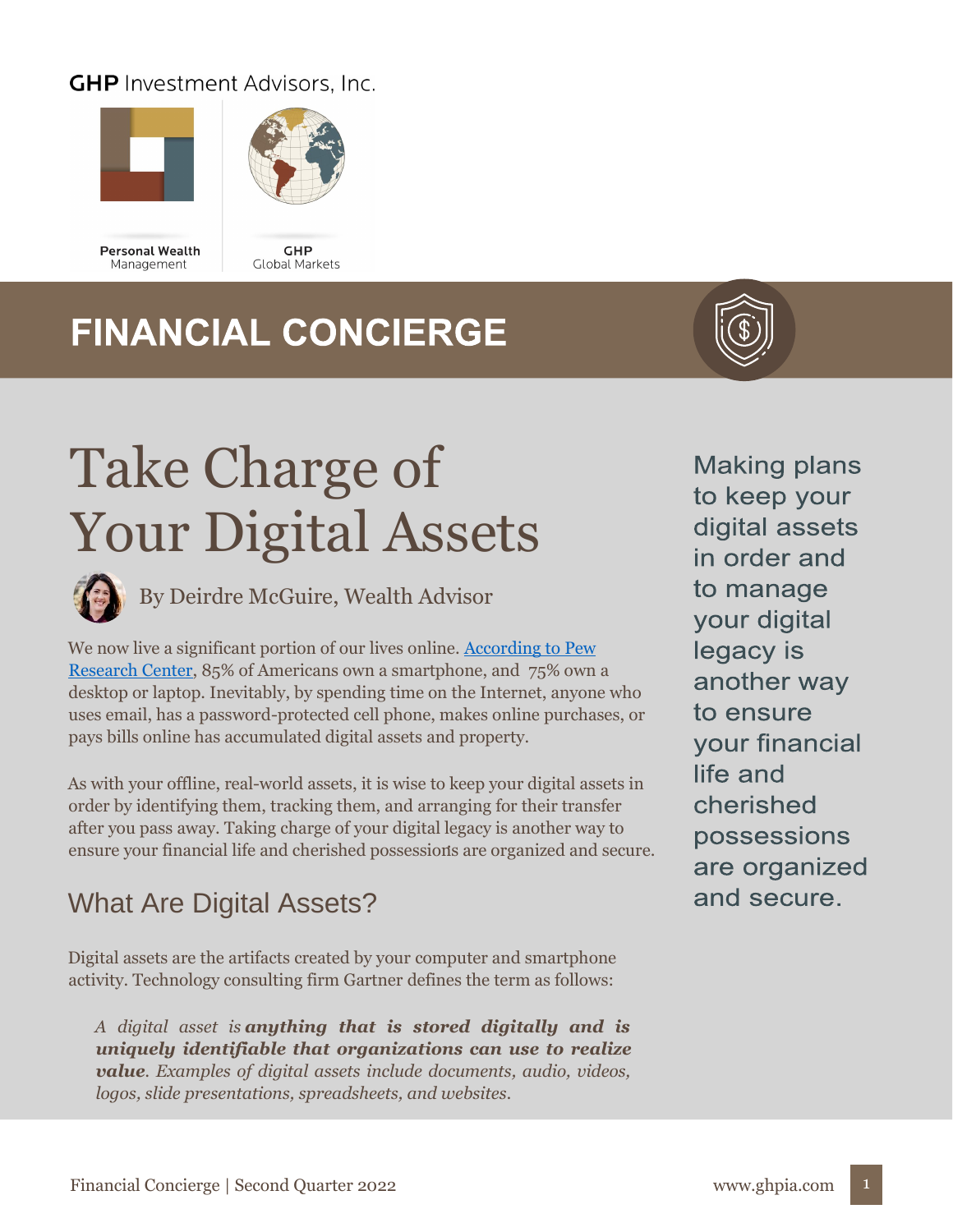GHP Investment Advisors, Inc.

Personal Wealth Management

GHP Global Markets

## FINANCIAL CONCIERGE

# Take Charge of Your Digital Assets

By Deirdre McGuire, Wealth Advisor

We now live a significant portion of our lives online. [According to Pew Research Center](), 85% of Americans own a smartphone, and 75% own a desktop or laptop. Inevitably, by spending time on the Internet, anyone who uses email, has a password-protected cell phone, makes online purchases, or pays bills online has accumulated digital assets and property.

As with your offline, real-world assets, it is wise to keep your digital assets in order by identifying them, tracking them, and arranging for their transfer after you pass away. Taking charge of your digital legacy is another way to ensure your financial life and cherished possessions are organized and secure.

Making plans to keep your digital assets in order and to manage your digital legacy is another way to ensure your financial life and cherished possessions are organized and secure.

## What Are Digital Assets?

Digital assets are the artifacts created by your computer and smartphone activity. Technology consulting firm Gartner defines the term as follows:

> *A digital asset is **anything that is stored digitally and is uniquely identifiable that organizations can use to realize value**. Examples of digital assets include documents, audio, videos, logos, slide presentations, spreadsheets, and websites.*

Financial Concierge | Second Quarter 2022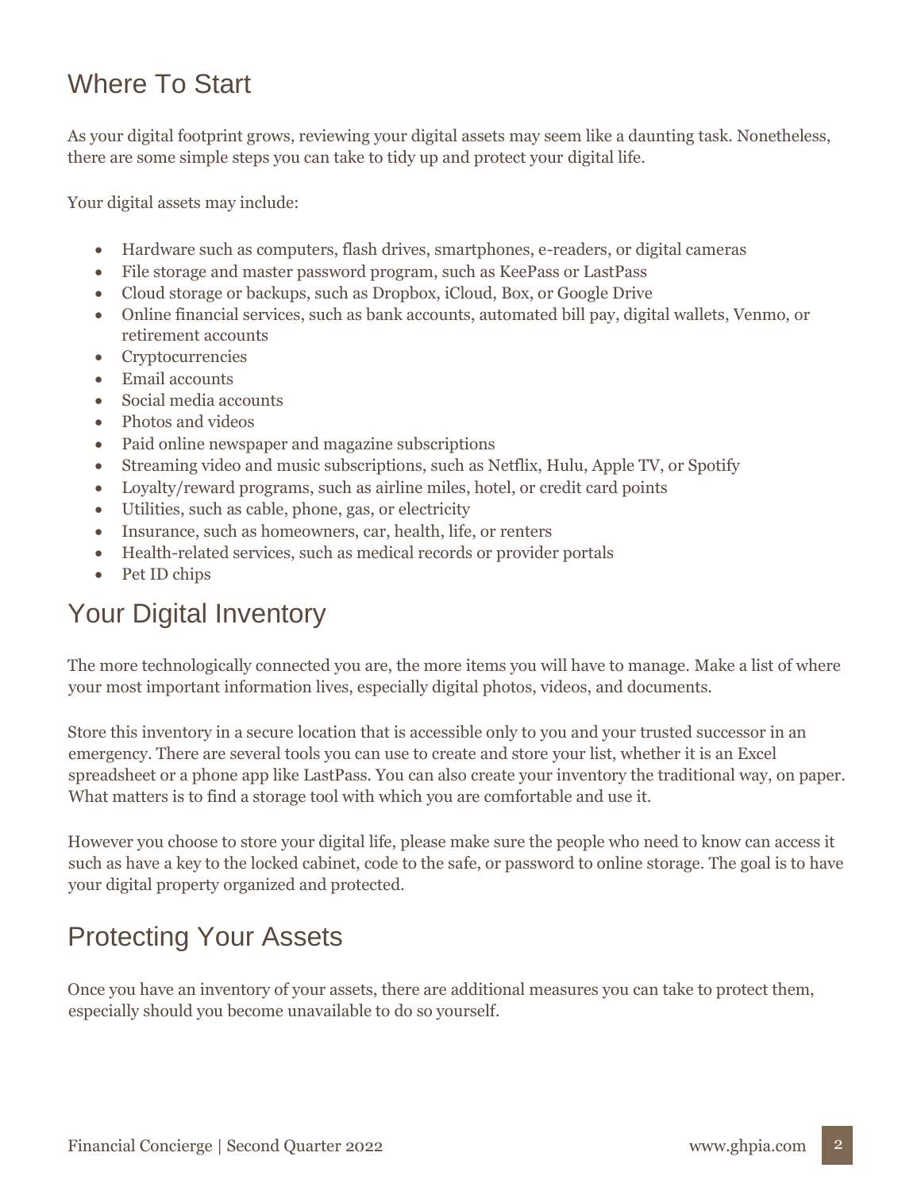## Where To Start

As your digital footprint grows, reviewing your digital assets may seem like a daunting task. Nonetheless, there are some simple steps you can take to tidy up and protect your digital life.

Your digital assets may include:

- Hardware such as computers, flash drives, smartphones, e-readers, or digital cameras
- File storage and master password program, such as KeePass or LastPass
- Cloud storage or backups, such as Dropbox, iCloud, Box, or Google Drive
- Online financial services, such as bank accounts, automated bill pay, digital wallets, Venmo, or retirement accounts
- Cryptocurrencies
- Email accounts
- Social media accounts
- Photos and videos
- Paid online newspaper and magazine subscriptions
- Streaming video and music subscriptions, such as Netflix, Hulu, Apple TV, or Spotify
- Loyalty/reward programs, such as airline miles, hotel, or credit card points
- Utilities, such as cable, phone, gas, or electricity
- Insurance, such as homeowners, car, health, life, or renters
- Health-related services, such as medical records or provider portals
- Pet ID chips

## Your Digital Inventory

The more technologically connected you are, the more items you will have to manage. Make a list of where your most important information lives, especially digital photos, videos, and documents.

Store this inventory in a secure location that is accessible only to you and your trusted successor in an emergency. There are several tools you can use to create and store your list, whether it is an Excel spreadsheet or a phone app like LastPass. You can also create your inventory the traditional way, on paper. What matters is to find a storage tool with which you are comfortable and use it.

However you choose to store your digital life, please make sure the people who need to know can access it such as have a key to the locked cabinet, code to the safe, or password to online storage. The goal is to have your digital property organized and protected.

## Protecting Your Assets

Once you have an inventory of your assets, there are additional measures you can take to protect them, especially should you become unavailable to do so yourself.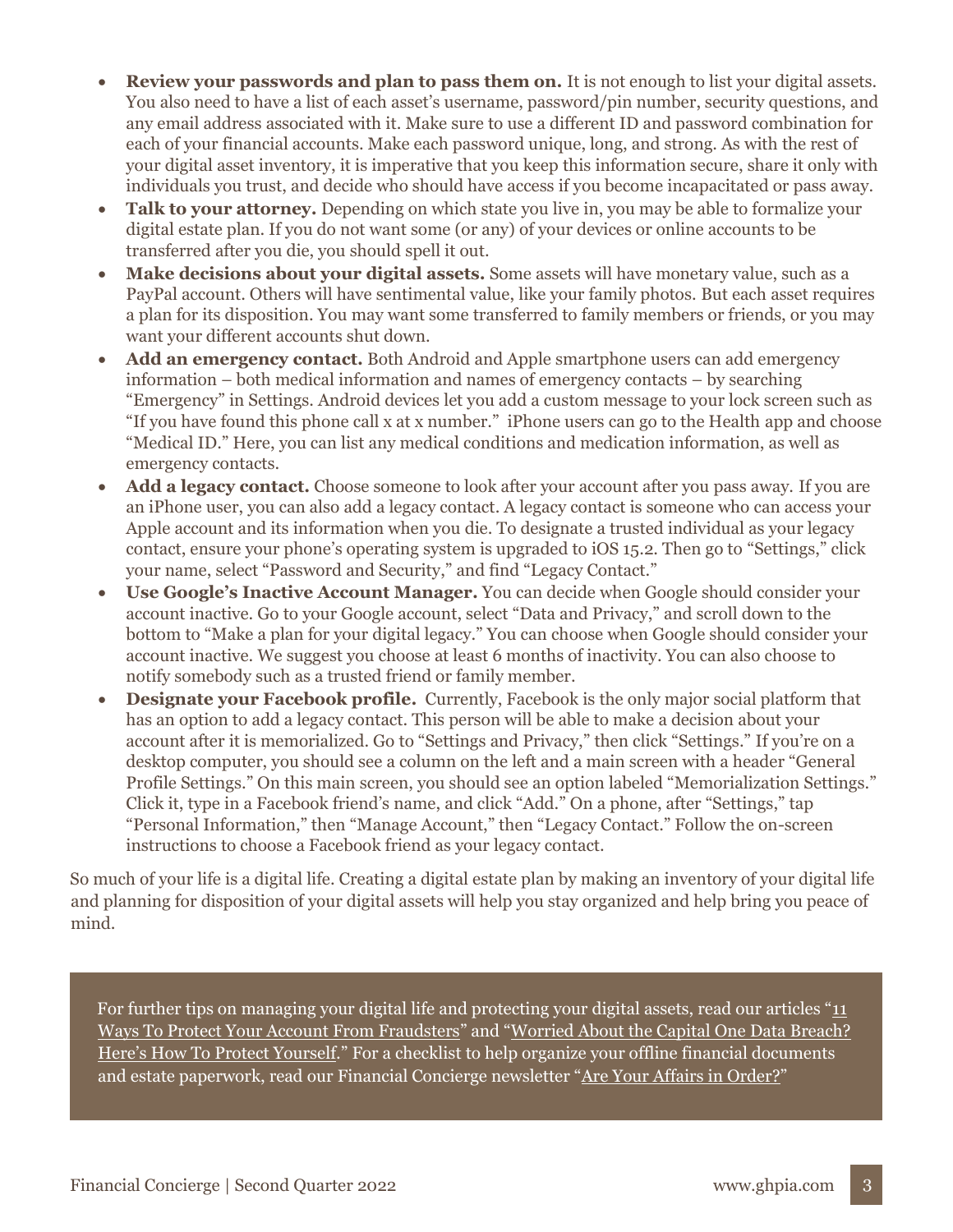- **Review your passwords and plan to pass them on.** It is not enough to list your digital assets. You also need to have a list of each asset's username, password/pin number, security questions, and any email address associated with it. Make sure to use a different ID and password combination for each of your financial accounts. Make each password unique, long, and strong. As with the rest of your digital asset inventory, it is imperative that you keep this information secure, share it only with individuals you trust, and decide who should have access if you become incapacitated or pass away.
- **Talk to your attorney.** Depending on which state you live in, you may be able to formalize your digital estate plan. If you do not want some (or any) of your devices or online accounts to be transferred after you die, you should spell it out.
- **Make decisions about your digital assets.** Some assets will have monetary value, such as a PayPal account. Others will have sentimental value, like your family photos. But each asset requires a plan for its disposition. You may want some transferred to family members or friends, or you may want your different accounts shut down.
- **Add an emergency contact.** Both Android and Apple smartphone users can add emergency information – both medical information and names of emergency contacts – by searching "Emergency" in Settings. Android devices let you add a custom message to your lock screen such as "If you have found this phone call x at x number." iPhone users can go to the Health app and choose "Medical ID." Here, you can list any medical conditions and medication information, as well as emergency contacts.
- **Add a legacy contact.** Choose someone to look after your account after you pass away. If you are an iPhone user, you can also add a legacy contact. A legacy contact is someone who can access your Apple account and its information when you die. To designate a trusted individual as your legacy contact, ensure your phone's operating system is upgraded to iOS 15.2. Then go to "Settings," click your name, select "Password and Security," and find "Legacy Contact."
- **Use Google's Inactive Account Manager.** You can decide when Google should consider your account inactive. Go to your Google account, select "Data and Privacy," and scroll down to the bottom to "Make a plan for your digital legacy." You can choose when Google should consider your account inactive. We suggest you choose at least 6 months of inactivity. You can also choose to notify somebody such as a trusted friend or family member.
- **Designate your Facebook profile.** Currently, Facebook is the only major social platform that has an option to add a legacy contact. This person will be able to make a decision about your account after it is memorialized. Go to "Settings and Privacy," then click "Settings." If you're on a desktop computer, you should see a column on the left and a main screen with a header "General Profile Settings." On this main screen, you should see an option labeled "Memorialization Settings." Click it, type in a Facebook friend's name, and click "Add." On a phone, after "Settings," tap "Personal Information," then "Manage Account," then "Legacy Contact." Follow the on-screen instructions to choose a Facebook friend as your legacy contact.

So much of your life is a digital life. Creating a digital estate plan by making an inventory of your digital life and planning for disposition of your digital assets will help you stay organized and help bring you peace of mind.

For further tips on managing your digital life and protecting your digital assets, read our articles "11 Ways To Protect Your Account From Fraudsters" and "Worried About the Capital One Data Breach? Here's How To Protect Yourself." For a checklist to help organize your offline financial documents and estate paperwork, read our Financial Concierge newsletter "Are Your Affairs in Order?"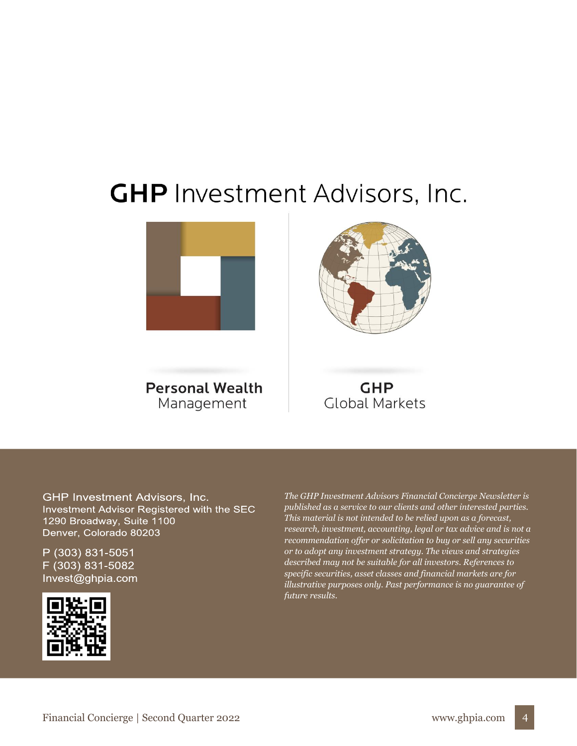# GHP Investment Advisors, Inc.

**Personal Wealth**
Management

**GHP**
Global Markets

GHP Investment Advisors, Inc.
Investment Advisor Registered with the SEC
1290 Broadway, Suite 1100
Denver, Colorado 80203

P (303) 831-5051
F (303) 831-5082
Invest@ghpia.com

*The GHP Investment Advisors Financial Concierge Newsletter is published as a service to our clients and other interested parties. This material is not intended to be relied upon as a forecast, research, investment, accounting, legal or tax advice and is not a recommendation offer or solicitation to buy or sell any securities or to adopt any investment strategy. The views and strategies described may not be suitable for all investors. References to specific securities, asset classes and financial markets are for illustrative purposes only. Past performance is no guarantee of future results.*